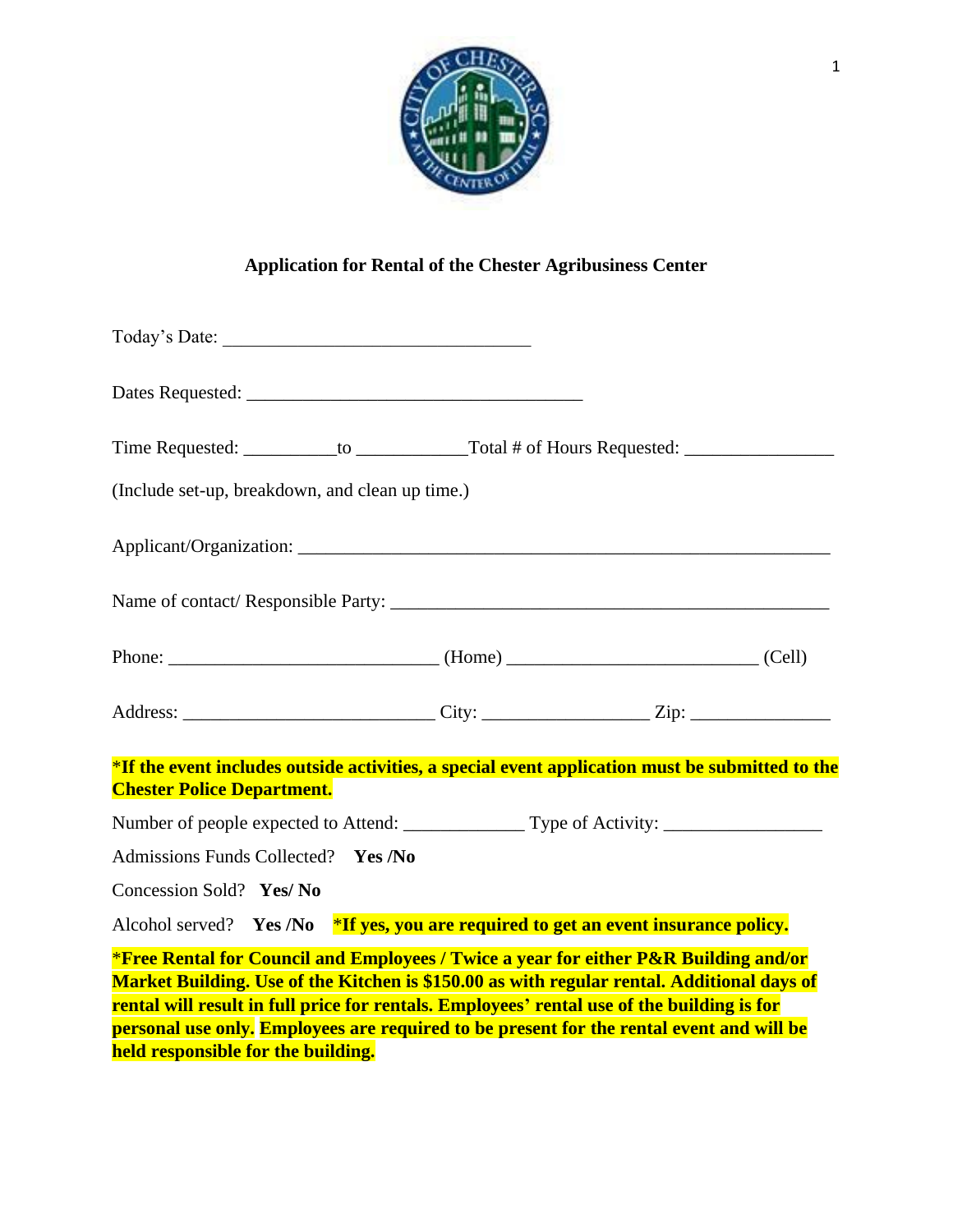## Application for Rental of the Chester Agribusiness Center

Today's Date: ________________________________

Dates Requested: ___________________________________

Time Requested: _________to ___________Total # of Hours Requested: _______________

(Include set-up, breakdown, and clean up time.)

Applicant/Organization: _______________________________________________________

Name of contact/ Responsible Party: ___________________________________________

Phone: ____________________________ (Home) __________________________ (Cell)

Address: __________________________ City: _________________ Zip: ______________

**\*If the event includes outside activities, a special event application must be submitted to the Chester Police Department.**

Number of people expected to Attend: ____________ Type of Activity: ________________

Admissions Funds Collected? **Yes /No**

Concession Sold? **Yes/ No**

Alcohol served? **Yes /No** **\*If yes, you are required to get an event insurance policy.**

**\*Free Rental for Council and Employees / Twice a year for either P&R Building and/or Market Building. Use of the Kitchen is $150.00 as with regular rental. Additional days of rental will result in full price for rentals. Employees' rental use of the building is for personal use only. Employees are required to be present for the rental event and will be held responsible for the building.**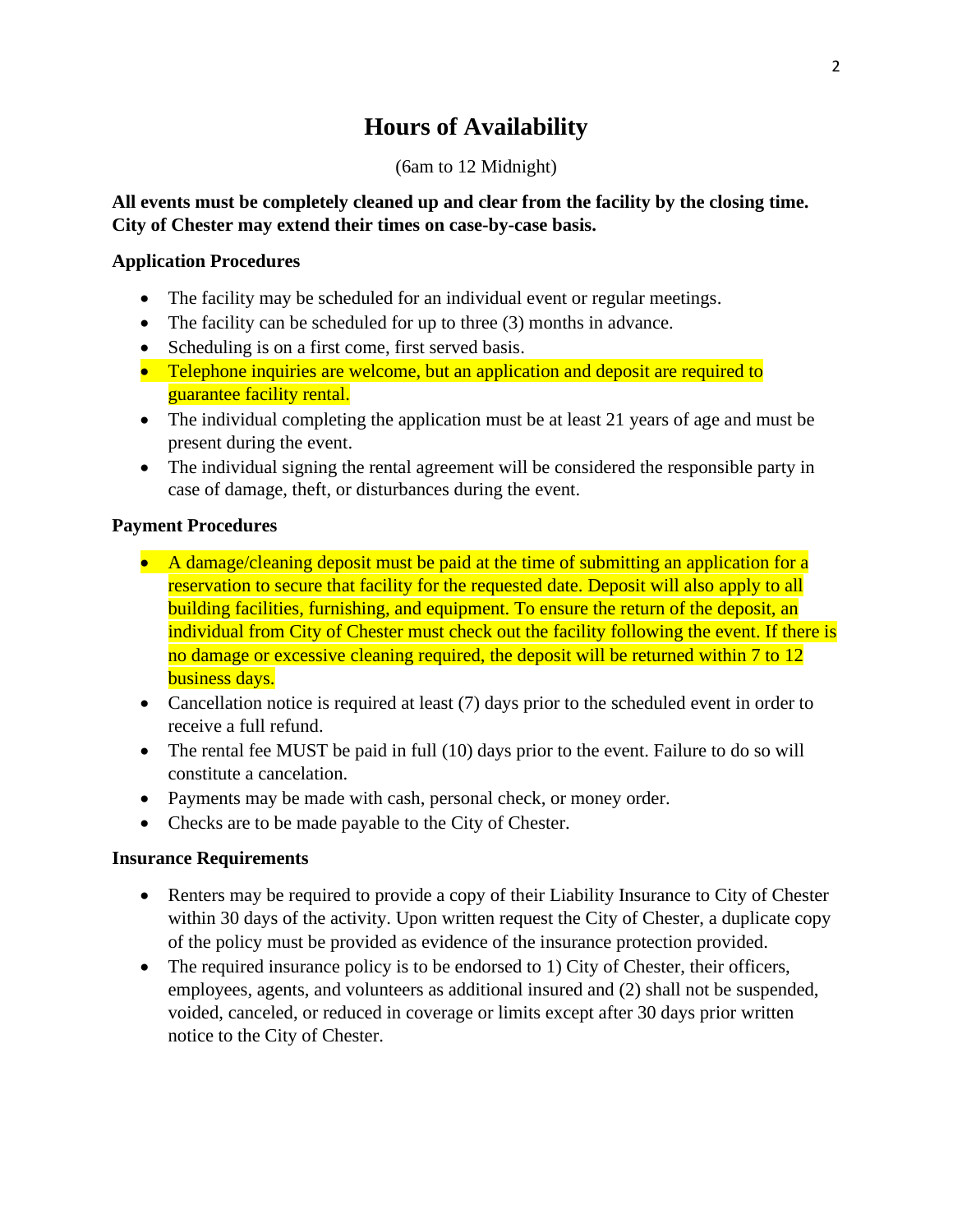# Hours of Availability

(6am to 12 Midnight)

**All events must be completely cleaned up and clear from the facility by the closing time. City of Chester may extend their times on case-by-case basis.**

**Application Procedures**

- The facility may be scheduled for an individual event or regular meetings.
- The facility can be scheduled for up to three (3) months in advance.
- Scheduling is on a first come, first served basis.
- Telephone inquiries are welcome, but an application and deposit are required to guarantee facility rental.
- The individual completing the application must be at least 21 years of age and must be present during the event.
- The individual signing the rental agreement will be considered the responsible party in case of damage, theft, or disturbances during the event.

**Payment Procedures**

- A damage/cleaning deposit must be paid at the time of submitting an application for a reservation to secure that facility for the requested date. Deposit will also apply to all building facilities, furnishing, and equipment. To ensure the return of the deposit, an individual from City of Chester must check out the facility following the event. If there is no damage or excessive cleaning required, the deposit will be returned within 7 to 12 business days.
- Cancellation notice is required at least (7) days prior to the scheduled event in order to receive a full refund.
- The rental fee MUST be paid in full (10) days prior to the event. Failure to do so will constitute a cancelation.
- Payments may be made with cash, personal check, or money order.
- Checks are to be made payable to the City of Chester.

**Insurance Requirements**

- Renters may be required to provide a copy of their Liability Insurance to City of Chester within 30 days of the activity. Upon written request the City of Chester, a duplicate copy of the policy must be provided as evidence of the insurance protection provided.
- The required insurance policy is to be endorsed to 1) City of Chester, their officers, employees, agents, and volunteers as additional insured and (2) shall not be suspended, voided, canceled, or reduced in coverage or limits except after 30 days prior written notice to the City of Chester.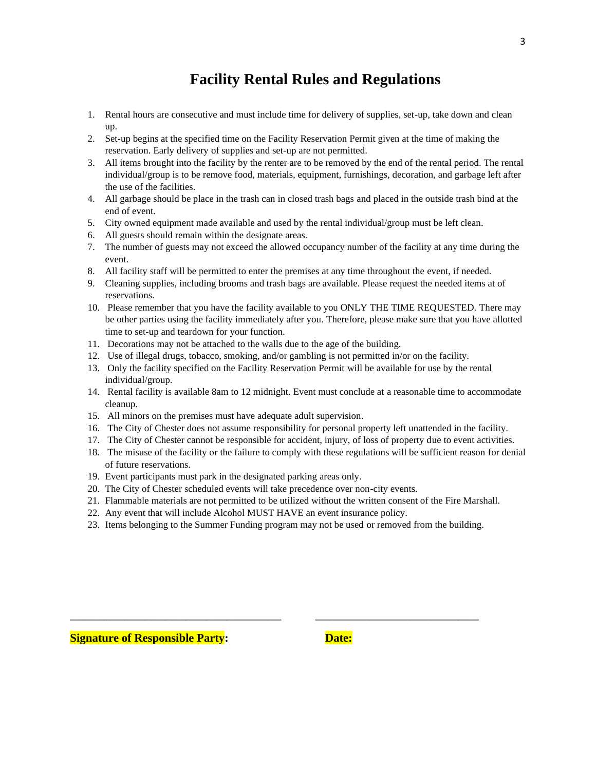# Facility Rental Rules and Regulations

1. Rental hours are consecutive and must include time for delivery of supplies, set-up, take down and clean up.
2. Set-up begins at the specified time on the Facility Reservation Permit given at the time of making the reservation. Early delivery of supplies and set-up are not permitted.
3. All items brought into the facility by the renter are to be removed by the end of the rental period. The rental individual/group is to be remove food, materials, equipment, furnishings, decoration, and garbage left after the use of the facilities.
4. All garbage should be place in the trash can in closed trash bags and placed in the outside trash bind at the end of event.
5. City owned equipment made available and used by the rental individual/group must be left clean.
6. All guests should remain within the designate areas.
7. The number of guests may not exceed the allowed occupancy number of the facility at any time during the event.
8. All facility staff will be permitted to enter the premises at any time throughout the event, if needed.
9. Cleaning supplies, including brooms and trash bags are available. Please request the needed items at of reservations.
10. Please remember that you have the facility available to you ONLY THE TIME REQUESTED. There may be other parties using the facility immediately after you. Therefore, please make sure that you have allotted time to set-up and teardown for your function.
11. Decorations may not be attached to the walls due to the age of the building.
12. Use of illegal drugs, tobacco, smoking, and/or gambling is not permitted in/or on the facility.
13. Only the facility specified on the Facility Reservation Permit will be available for use by the rental individual/group.
14. Rental facility is available 8am to 12 midnight. Event must conclude at a reasonable time to accommodate cleanup.
15. All minors on the premises must have adequate adult supervision.
16. The City of Chester does not assume responsibility for personal property left unattended in the facility.
17. The City of Chester cannot be responsible for accident, injury, of loss of property due to event activities.
18. The misuse of the facility or the failure to comply with these regulations will be sufficient reason for denial of future reservations.
19. Event participants must park in the designated parking areas only.
20. The City of Chester scheduled events will take precedence over non-city events.
21. Flammable materials are not permitted to be utilized without the written consent of the Fire Marshall.
22. Any event that will include Alcohol MUST HAVE an event insurance policy.
23. Items belonging to the Summer Funding program may not be used or removed from the building.

_______________________________________ _______________________________

**Signature of Responsible Party:** **Date:**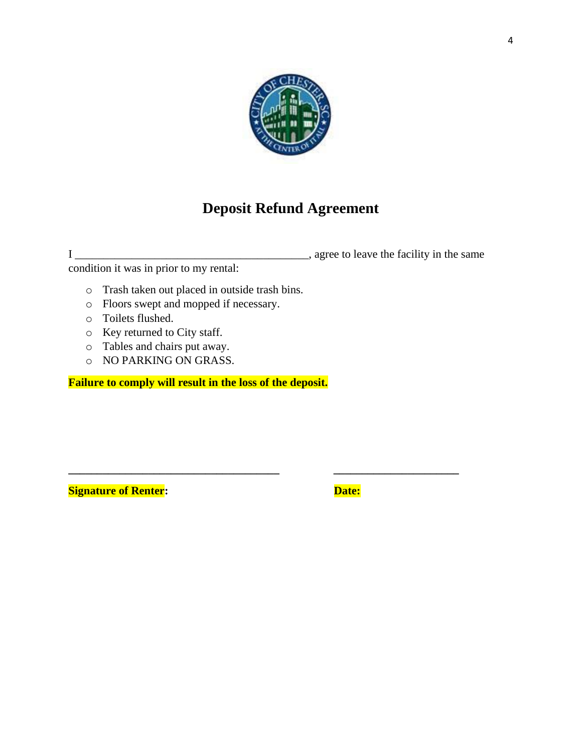# Deposit Refund Agreement

I ________________________________________, agree to leave the facility in the same condition it was in prior to my rental:

- Trash taken out placed in outside trash bins.
- Floors swept and mopped if necessary.
- Toilets flushed.
- Key returned to City staff.
- Tables and chairs put away.
- NO PARKING ON GRASS.

**Failure to comply will result in the loss of the deposit.**

_____________________________________ ______________________

**Signature of Renter:** **Date:**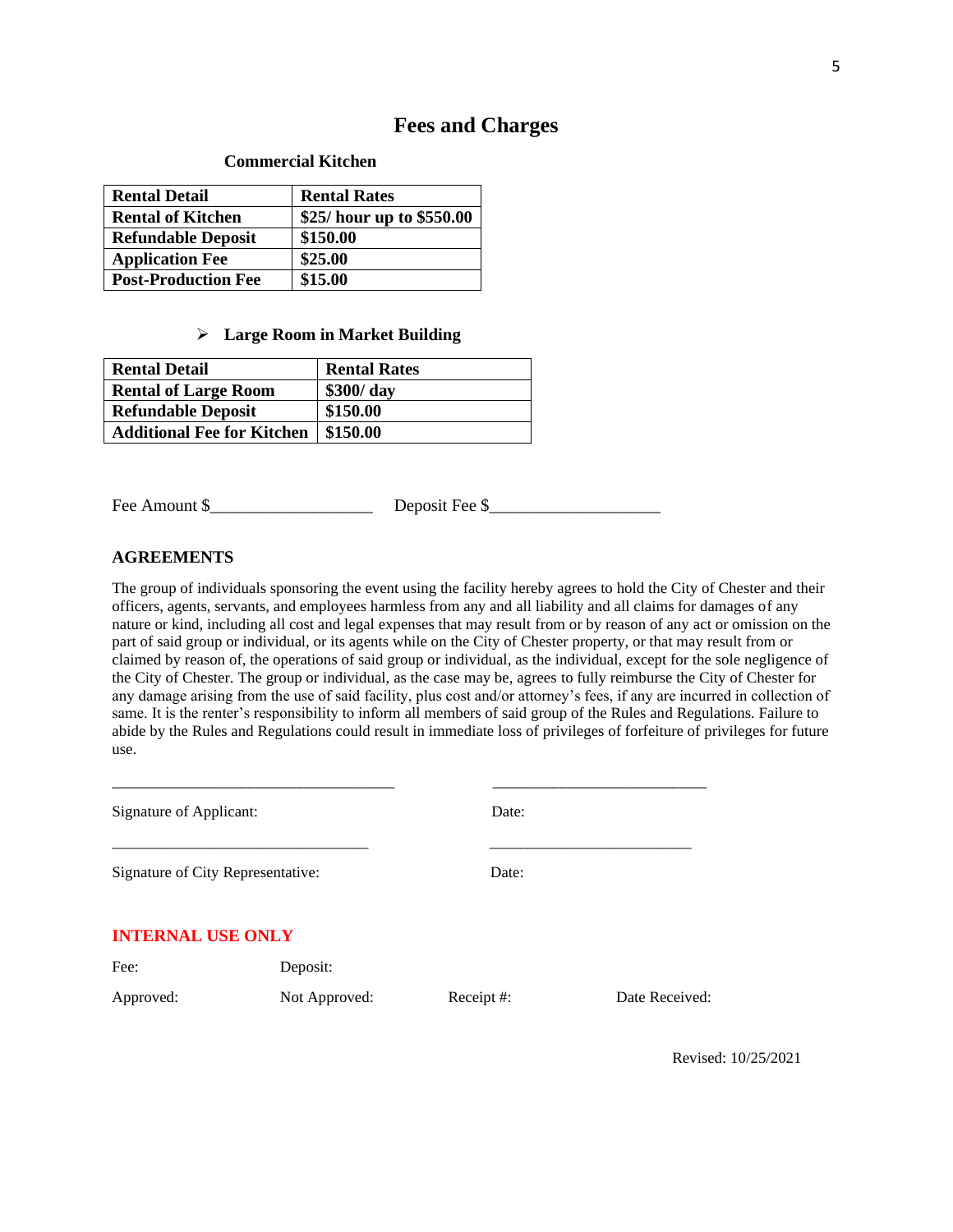# Fees and Charges

**Commercial Kitchen**

| Rental Detail | Rental Rates |
|---|---|
| Rental of Kitchen | $25/ hour up to $550.00 |
| Refundable Deposit | $150.00 |
| Application Fee | $25.00 |
| Post-Production Fee | $15.00 |

- **Large Room in Market Building**

| Rental Detail | Rental Rates |
|---|---|
| Rental of Large Room | $300/ day |
| Refundable Deposit | $150.00 |
| Additional Fee for Kitchen | $150.00 |

Fee Amount $__________________ Deposit Fee $___________________

**AGREEMENTS**

The group of individuals sponsoring the event using the facility hereby agrees to hold the City of Chester and their officers, agents, servants, and employees harmless from any and all liability and all claims for damages of any nature or kind, including all cost and legal expenses that may result from or by reason of any act or omission on the part of said group or individual, or its agents while on the City of Chester property, or that may result from or claimed by reason of, the operations of said group or individual, as the individual, except for the sole negligence of the City of Chester. The group or individual, as the case may be, agrees to fully reimburse the City of Chester for any damage arising from the use of said facility, plus cost and/or attorney's fees, if any are incurred in collection of same. It is the renter's responsibility to inform all members of said group of the Rules and Regulations. Failure to abide by the Rules and Regulations could result in immediate loss of privileges of forfeiture of privileges for future use.

___________________________________ ___________________________

Signature of Applicant: Date:

________________________________ _________________________

Signature of City Representative: Date:

**INTERNAL USE ONLY**

Fee: Deposit:

Approved: Not Approved: Receipt #: Date Received:

Revised: 10/25/2021